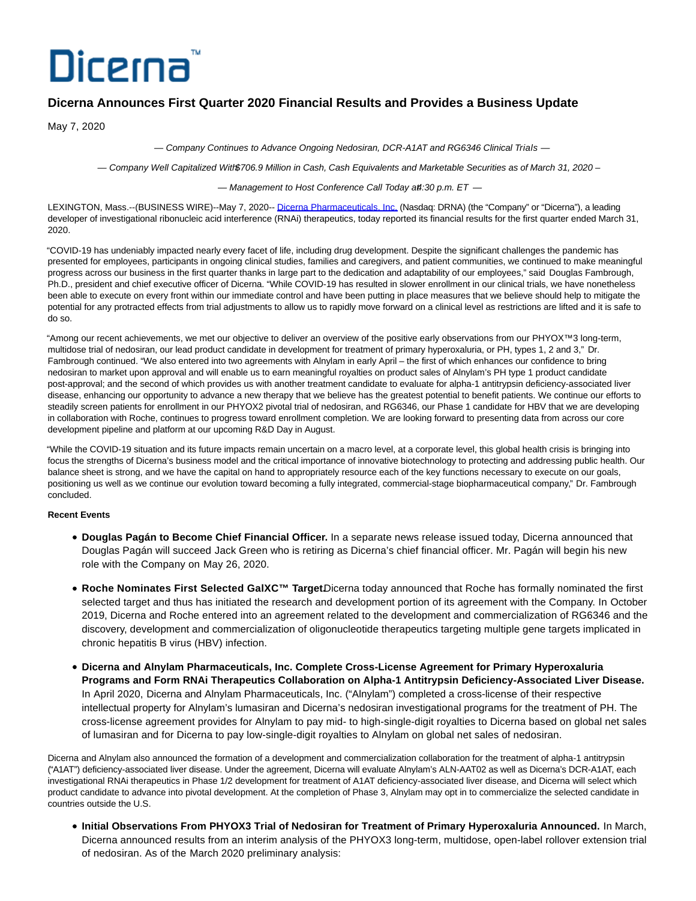# Dicerna™

## Dicerna Announces First Quarter 2020 Financial Results and Provides a Business Update

May 7, 2020

*— Company Continues to Advance Ongoing Nedosiran, DCR-A1AT and RG6346 Clinical Trials —*

*— Company Well Capitalized With $706.9 Million in Cash, Cash Equivalents and Marketable Securities as of March 31, 2020 –*

*— Management to Host Conference Call Today at 4:30 p.m. ET —*

LEXINGTON, Mass.--(BUSINESS WIRE)--May 7, 2020-- Dicerna Pharmaceuticals, Inc. (Nasdaq: DRNA) (the "Company" or "Dicerna"), a leading developer of investigational ribonucleic acid interference (RNAi) therapeutics, today reported its financial results for the first quarter ended March 31, 2020.

"COVID-19 has undeniably impacted nearly every facet of life, including drug development. Despite the significant challenges the pandemic has presented for employees, participants in ongoing clinical studies, families and caregivers, and patient communities, we continued to make meaningful progress across our business in the first quarter thanks in large part to the dedication and adaptability of our employees," said Douglas Fambrough, Ph.D., president and chief executive officer of Dicerna. "While COVID-19 has resulted in slower enrollment in our clinical trials, we have nonetheless been able to execute on every front within our immediate control and have been putting in place measures that we believe should help to mitigate the potential for any protracted effects from trial adjustments to allow us to rapidly move forward on a clinical level as restrictions are lifted and it is safe to do so.

"Among our recent achievements, we met our objective to deliver an overview of the positive early observations from our PHYOX™3 long-term, multidose trial of nedosiran, our lead product candidate in development for treatment of primary hyperoxaluria, or PH, types 1, 2 and 3," Dr. Fambrough continued. "We also entered into two agreements with Alnylam in early April – the first of which enhances our confidence to bring nedosiran to market upon approval and will enable us to earn meaningful royalties on product sales of Alnylam's PH type 1 product candidate post-approval; and the second of which provides us with another treatment candidate to evaluate for alpha-1 antitrypsin deficiency-associated liver disease, enhancing our opportunity to advance a new therapy that we believe has the greatest potential to benefit patients. We continue our efforts to steadily screen patients for enrollment in our PHYOX2 pivotal trial of nedosiran, and RG6346, our Phase 1 candidate for HBV that we are developing in collaboration with Roche, continues to progress toward enrollment completion. We are looking forward to presenting data from across our core development pipeline and platform at our upcoming R&D Day in August.

"While the COVID-19 situation and its future impacts remain uncertain on a macro level, at a corporate level, this global health crisis is bringing into focus the strengths of Dicerna's business model and the critical importance of innovative biotechnology to protecting and addressing public health. Our balance sheet is strong, and we have the capital on hand to appropriately resource each of the key functions necessary to execute on our goals, positioning us well as we continue our evolution toward becoming a fully integrated, commercial-stage biopharmaceutical company," Dr. Fambrough concluded.

**Recent Events**

- **Douglas Pagán to Become Chief Financial Officer.** In a separate news release issued today, Dicerna announced that Douglas Pagán will succeed Jack Green who is retiring as Dicerna's chief financial officer. Mr. Pagán will begin his new role with the Company on May 26, 2020.
- **Roche Nominates First Selected GalXC™ Target.** Dicerna today announced that Roche has formally nominated the first selected target and thus has initiated the research and development portion of its agreement with the Company. In October 2019, Dicerna and Roche entered into an agreement related to the development and commercialization of RG6346 and the discovery, development and commercialization of oligonucleotide therapeutics targeting multiple gene targets implicated in chronic hepatitis B virus (HBV) infection.
- **Dicerna and Alnylam Pharmaceuticals, Inc. Complete Cross-License Agreement for Primary Hyperoxaluria Programs and Form RNAi Therapeutics Collaboration on Alpha-1 Antitrypsin Deficiency-Associated Liver Disease.** In April 2020, Dicerna and Alnylam Pharmaceuticals, Inc. ("Alnylam") completed a cross-license of their respective intellectual property for Alnylam's lumasiran and Dicerna's nedosiran investigational programs for the treatment of PH. The cross-license agreement provides for Alnylam to pay mid- to high-single-digit royalties to Dicerna based on global net sales of lumasiran and for Dicerna to pay low-single-digit royalties to Alnylam on global net sales of nedosiran.

Dicerna and Alnylam also announced the formation of a development and commercialization collaboration for the treatment of alpha-1 antitrypsin ("A1AT") deficiency-associated liver disease. Under the agreement, Dicerna will evaluate Alnylam's ALN-AAT02 as well as Dicerna's DCR-A1AT, each investigational RNAi therapeutics in Phase 1/2 development for treatment of A1AT deficiency-associated liver disease, and Dicerna will select which product candidate to advance into pivotal development. At the completion of Phase 3, Alnylam may opt in to commercialize the selected candidate in countries outside the U.S.

- **Initial Observations From PHYOX3 Trial of Nedosiran for Treatment of Primary Hyperoxaluria Announced.** In March, Dicerna announced results from an interim analysis of the PHYOX3 long-term, multidose, open-label rollover extension trial of nedosiran. As of the March 2020 preliminary analysis: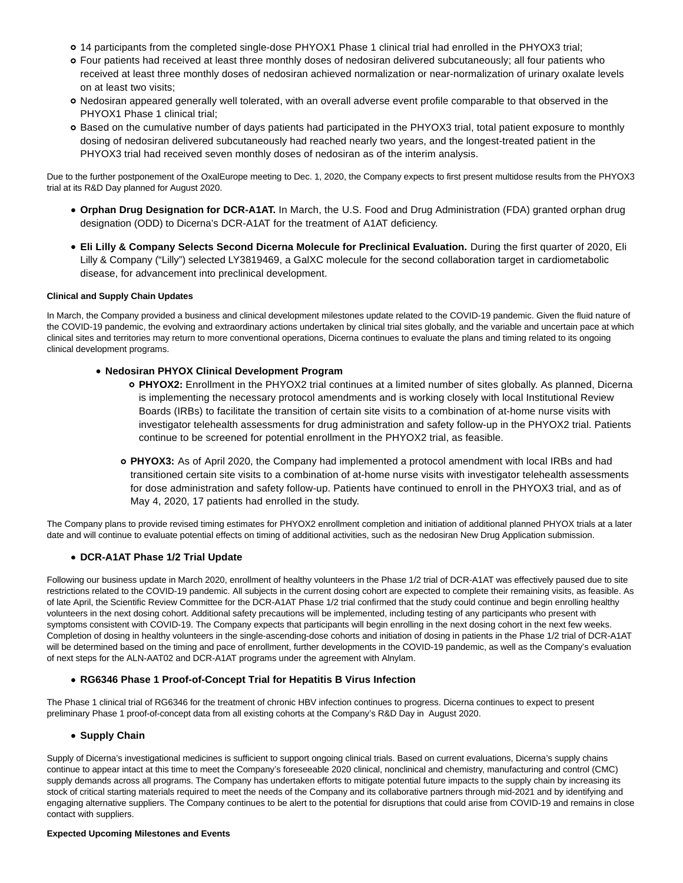- 14 participants from the completed single-dose PHYOX1 Phase 1 clinical trial had enrolled in the PHYOX3 trial;
- Four patients had received at least three monthly doses of nedosiran delivered subcutaneously; all four patients who received at least three monthly doses of nedosiran achieved normalization or near-normalization of urinary oxalate levels on at least two visits;
- Nedosiran appeared generally well tolerated, with an overall adverse event profile comparable to that observed in the PHYOX1 Phase 1 clinical trial;
- Based on the cumulative number of days patients had participated in the PHYOX3 trial, total patient exposure to monthly dosing of nedosiran delivered subcutaneously had reached nearly two years, and the longest-treated patient in the PHYOX3 trial had received seven monthly doses of nedosiran as of the interim analysis.

Due to the further postponement of the OxalEurope meeting to Dec. 1, 2020, the Company expects to first present multidose results from the PHYOX3 trial at its R&D Day planned for August 2020.

- **Orphan Drug Designation for DCR-A1AT.** In March, the U.S. Food and Drug Administration (FDA) granted orphan drug designation (ODD) to Dicerna's DCR-A1AT for the treatment of A1AT deficiency.
- **Eli Lilly & Company Selects Second Dicerna Molecule for Preclinical Evaluation.** During the first quarter of 2020, Eli Lilly & Company ("Lilly") selected LY3819469, a GalXC molecule for the second collaboration target in cardiometabolic disease, for advancement into preclinical development.

**Clinical and Supply Chain Updates**

In March, the Company provided a business and clinical development milestones update related to the COVID-19 pandemic. Given the fluid nature of the COVID-19 pandemic, the evolving and extraordinary actions undertaken by clinical trial sites globally, and the variable and uncertain pace at which clinical sites and territories may return to more conventional operations, Dicerna continues to evaluate the plans and timing related to its ongoing clinical development programs.

- **Nedosiran PHYOX Clinical Development Program**
  - **PHYOX2:** Enrollment in the PHYOX2 trial continues at a limited number of sites globally. As planned, Dicerna is implementing the necessary protocol amendments and is working closely with local Institutional Review Boards (IRBs) to facilitate the transition of certain site visits to a combination of at-home nurse visits with investigator telehealth assessments for drug administration and safety follow-up in the PHYOX2 trial. Patients continue to be screened for potential enrollment in the PHYOX2 trial, as feasible.
  - **PHYOX3:** As of April 2020, the Company had implemented a protocol amendment with local IRBs and had transitioned certain site visits to a combination of at-home nurse visits with investigator telehealth assessments for dose administration and safety follow-up. Patients have continued to enroll in the PHYOX3 trial, and as of May 4, 2020, 17 patients had enrolled in the study.

The Company plans to provide revised timing estimates for PHYOX2 enrollment completion and initiation of additional planned PHYOX trials at a later date and will continue to evaluate potential effects on timing of additional activities, such as the nedosiran New Drug Application submission.

- **DCR-A1AT Phase 1/2 Trial Update**

Following our business update in March 2020, enrollment of healthy volunteers in the Phase 1/2 trial of DCR-A1AT was effectively paused due to site restrictions related to the COVID-19 pandemic. All subjects in the current dosing cohort are expected to complete their remaining visits, as feasible. As of late April, the Scientific Review Committee for the DCR-A1AT Phase 1/2 trial confirmed that the study could continue and begin enrolling healthy volunteers in the next dosing cohort. Additional safety precautions will be implemented, including testing of any participants who present with symptoms consistent with COVID-19. The Company expects that participants will begin enrolling in the next dosing cohort in the next few weeks. Completion of dosing in healthy volunteers in the single-ascending-dose cohorts and initiation of dosing in patients in the Phase 1/2 trial of DCR-A1AT will be determined based on the timing and pace of enrollment, further developments in the COVID-19 pandemic, as well as the Company's evaluation of next steps for the ALN-AAT02 and DCR-A1AT programs under the agreement with Alnylam.

- **RG6346 Phase 1 Proof-of-Concept Trial for Hepatitis B Virus Infection**

The Phase 1 clinical trial of RG6346 for the treatment of chronic HBV infection continues to progress. Dicerna continues to expect to present preliminary Phase 1 proof-of-concept data from all existing cohorts at the Company's R&D Day in August 2020.

- **Supply Chain**

Supply of Dicerna's investigational medicines is sufficient to support ongoing clinical trials. Based on current evaluations, Dicerna's supply chains continue to appear intact at this time to meet the Company's foreseeable 2020 clinical, nonclinical and chemistry, manufacturing and control (CMC) supply demands across all programs. The Company has undertaken efforts to mitigate potential future impacts to the supply chain by increasing its stock of critical starting materials required to meet the needs of the Company and its collaborative partners through mid-2021 and by identifying and engaging alternative suppliers. The Company continues to be alert to the potential for disruptions that could arise from COVID-19 and remains in close contact with suppliers.

**Expected Upcoming Milestones and Events**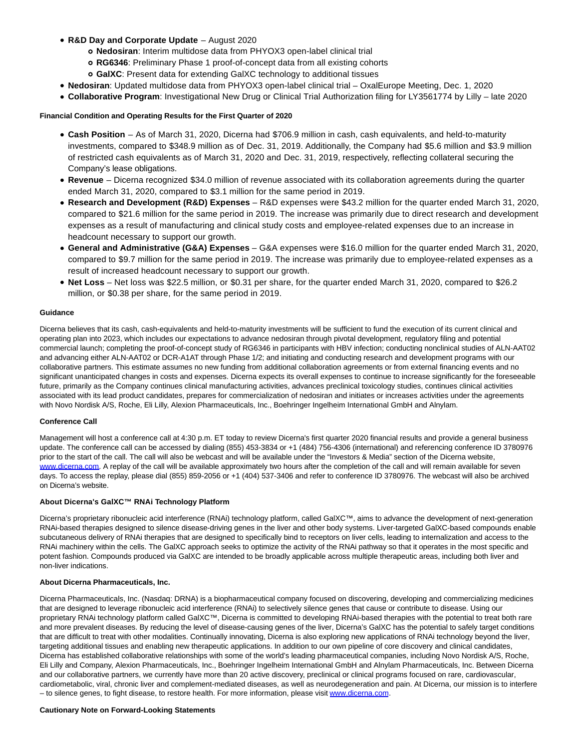- **R&D Day and Corporate Update** – August 2020
  - **Nedosiran**: Interim multidose data from PHYOX3 open-label clinical trial
  - **RG6346**: Preliminary Phase 1 proof-of-concept data from all existing cohorts
  - **GalXC**: Present data for extending GalXC technology to additional tissues
- **Nedosiran**: Updated multidose data from PHYOX3 open-label clinical trial – OxalEurope Meeting, Dec. 1, 2020
- **Collaborative Program**: Investigational New Drug or Clinical Trial Authorization filing for LY3561774 by Lilly – late 2020

**Financial Condition and Operating Results for the First Quarter of 2020**

- **Cash Position** – As of March 31, 2020, Dicerna had $706.9 million in cash, cash equivalents, and held-to-maturity investments, compared to $348.9 million as of Dec. 31, 2019. Additionally, the Company had $5.6 million and $3.9 million of restricted cash equivalents as of March 31, 2020 and Dec. 31, 2019, respectively, reflecting collateral securing the Company's lease obligations.
- **Revenue** – Dicerna recognized $34.0 million of revenue associated with its collaboration agreements during the quarter ended March 31, 2020, compared to $3.1 million for the same period in 2019.
- **Research and Development (R&D) Expenses** – R&D expenses were $43.2 million for the quarter ended March 31, 2020, compared to $21.6 million for the same period in 2019. The increase was primarily due to direct research and development expenses as a result of manufacturing and clinical study costs and employee-related expenses due to an increase in headcount necessary to support our growth.
- **General and Administrative (G&A) Expenses** – G&A expenses were $16.0 million for the quarter ended March 31, 2020, compared to $9.7 million for the same period in 2019. The increase was primarily due to employee-related expenses as a result of increased headcount necessary to support our growth.
- **Net Loss** – Net loss was $22.5 million, or $0.31 per share, for the quarter ended March 31, 2020, compared to $26.2 million, or $0.38 per share, for the same period in 2019.

**Guidance**

Dicerna believes that its cash, cash-equivalents and held-to-maturity investments will be sufficient to fund the execution of its current clinical and operating plan into 2023, which includes our expectations to advance nedosiran through pivotal development, regulatory filing and potential commercial launch; completing the proof-of-concept study of RG6346 in participants with HBV infection; conducting nonclinical studies of ALN-AAT02 and advancing either ALN-AAT02 or DCR-A1AT through Phase 1/2; and initiating and conducting research and development programs with our collaborative partners. This estimate assumes no new funding from additional collaboration agreements or from external financing events and no significant unanticipated changes in costs and expenses. Dicerna expects its overall expenses to continue to increase significantly for the foreseeable future, primarily as the Company continues clinical manufacturing activities, advances preclinical toxicology studies, continues clinical activities associated with its lead product candidates, prepares for commercialization of nedosiran and initiates or increases activities under the agreements with Novo Nordisk A/S, Roche, Eli Lilly, Alexion Pharmaceuticals, Inc., Boehringer Ingelheim International GmbH and Alnylam.

**Conference Call**

Management will host a conference call at 4:30 p.m. ET today to review Dicerna's first quarter 2020 financial results and provide a general business update. The conference call can be accessed by dialing (855) 453-3834 or +1 (484) 756-4306 (international) and referencing conference ID 3780976 prior to the start of the call. The call will also be webcast and will be available under the "Investors & Media" section of the Dicerna website, www.dicerna.com. A replay of the call will be available approximately two hours after the completion of the call and will remain available for seven days. To access the replay, please dial (855) 859-2056 or +1 (404) 537-3406 and refer to conference ID 3780976. The webcast will also be archived on Dicerna's website.

**About Dicerna's GalXC™ RNAi Technology Platform**

Dicerna's proprietary ribonucleic acid interference (RNAi) technology platform, called GalXC™, aims to advance the development of next-generation RNAi-based therapies designed to silence disease-driving genes in the liver and other body systems. Liver-targeted GalXC-based compounds enable subcutaneous delivery of RNAi therapies that are designed to specifically bind to receptors on liver cells, leading to internalization and access to the RNAi machinery within the cells. The GalXC approach seeks to optimize the activity of the RNAi pathway so that it operates in the most specific and potent fashion. Compounds produced via GalXC are intended to be broadly applicable across multiple therapeutic areas, including both liver and non-liver indications.

**About Dicerna Pharmaceuticals, Inc.**

Dicerna Pharmaceuticals, Inc. (Nasdaq: DRNA) is a biopharmaceutical company focused on discovering, developing and commercializing medicines that are designed to leverage ribonucleic acid interference (RNAi) to selectively silence genes that cause or contribute to disease. Using our proprietary RNAi technology platform called GalXC™, Dicerna is committed to developing RNAi-based therapies with the potential to treat both rare and more prevalent diseases. By reducing the level of disease-causing genes of the liver, Dicerna's GalXC has the potential to safely target conditions that are difficult to treat with other modalities. Continually innovating, Dicerna is also exploring new applications of RNAi technology beyond the liver, targeting additional tissues and enabling new therapeutic applications. In addition to our own pipeline of core discovery and clinical candidates, Dicerna has established collaborative relationships with some of the world's leading pharmaceutical companies, including Novo Nordisk A/S, Roche, Eli Lilly and Company, Alexion Pharmaceuticals, Inc., Boehringer Ingelheim International GmbH and Alnylam Pharmaceuticals, Inc. Between Dicerna and our collaborative partners, we currently have more than 20 active discovery, preclinical or clinical programs focused on rare, cardiovascular, cardiometabolic, viral, chronic liver and complement-mediated diseases, as well as neurodegeneration and pain. At Dicerna, our mission is to interfere – to silence genes, to fight disease, to restore health. For more information, please visit www.dicerna.com.

**Cautionary Note on Forward-Looking Statements**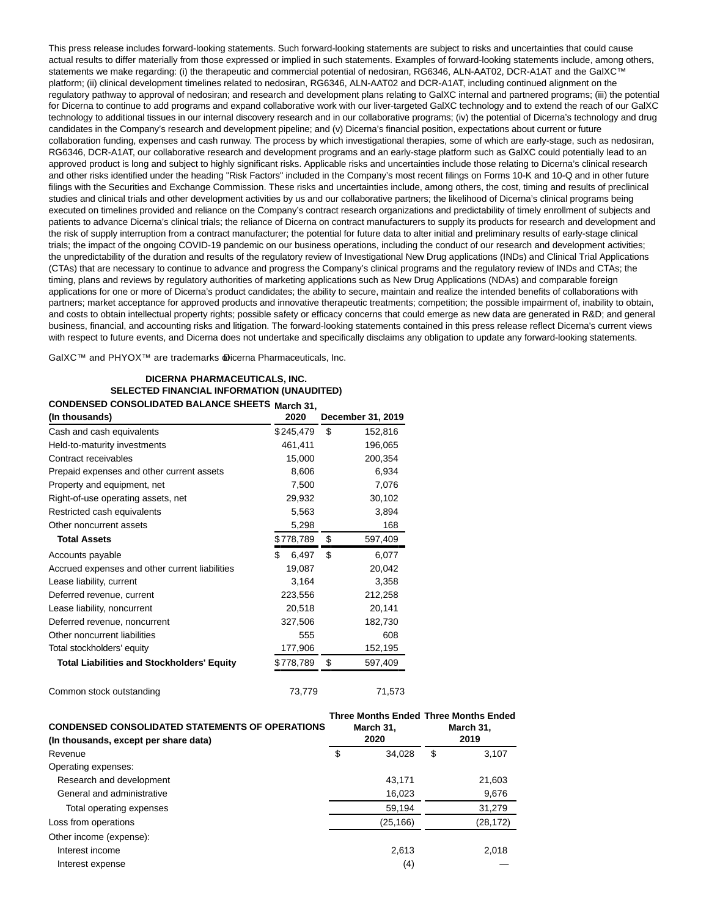This press release includes forward-looking statements. Such forward-looking statements are subject to risks and uncertainties that could cause actual results to differ materially from those expressed or implied in such statements. Examples of forward-looking statements include, among others, statements we make regarding: (i) the therapeutic and commercial potential of nedosiran, RG6346, ALN-AAT02, DCR-A1AT and the GalXC™ platform; (ii) clinical development timelines related to nedosiran, RG6346, ALN-AAT02 and DCR-A1AT, including continued alignment on the regulatory pathway to approval of nedosiran; and research and development plans relating to GalXC internal and partnered programs; (iii) the potential for Dicerna to continue to add programs and expand collaborative work with our liver-targeted GalXC technology and to extend the reach of our GalXC technology to additional tissues in our internal discovery research and in our collaborative programs; (iv) the potential of Dicerna's technology and drug candidates in the Company's research and development pipeline; and (v) Dicerna's financial position, expectations about current or future collaboration funding, expenses and cash runway. The process by which investigational therapies, some of which are early-stage, such as nedosiran, RG6346, DCR-A1AT, our collaborative research and development programs and an early-stage platform such as GalXC could potentially lead to an approved product is long and subject to highly significant risks. Applicable risks and uncertainties include those relating to Dicerna's clinical research and other risks identified under the heading "Risk Factors" included in the Company's most recent filings on Forms 10-K and 10-Q and in other future filings with the Securities and Exchange Commission. These risks and uncertainties include, among others, the cost, timing and results of preclinical studies and clinical trials and other development activities by us and our collaborative partners; the likelihood of Dicerna's clinical programs being executed on timelines provided and reliance on the Company's contract research organizations and predictability of timely enrollment of subjects and patients to advance Dicerna's clinical trials; the reliance of Dicerna on contract manufacturers to supply its products for research and development and the risk of supply interruption from a contract manufacturer; the potential for future data to alter initial and preliminary results of early-stage clinical trials; the impact of the ongoing COVID-19 pandemic on our business operations, including the conduct of our research and development activities; the unpredictability of the duration and results of the regulatory review of Investigational New Drug applications (INDs) and Clinical Trial Applications (CTAs) that are necessary to continue to advance and progress the Company's clinical programs and the regulatory review of INDs and CTAs; the timing, plans and reviews by regulatory authorities of marketing applications such as New Drug Applications (NDAs) and comparable foreign applications for one or more of Dicerna's product candidates; the ability to secure, maintain and realize the intended benefits of collaborations with partners; market acceptance for approved products and innovative therapeutic treatments; competition; the possible impairment of, inability to obtain, and costs to obtain intellectual property rights; possible safety or efficacy concerns that could emerge as new data are generated in R&D; and general business, financial, and accounting risks and litigation. The forward-looking statements contained in this press release reflect Dicerna's current views with respect to future events, and Dicerna does not undertake and specifically disclaims any obligation to update any forward-looking statements.

GalXC™ and PHYOX™ are trademarks of Dicerna Pharmaceuticals, Inc.

**DICERNA PHARMACEUTICALS, INC.**
**SELECTED FINANCIAL INFORMATION (UNAUDITED)**

| CONDENSED CONSOLIDATED BALANCE SHEETS (In thousands) | March 31, 2020 | December 31, 2019 |
|---|---|---|
| Cash and cash equivalents | $245,479 | $ 152,816 |
| Held-to-maturity investments | 461,411 | 196,065 |
| Contract receivables | 15,000 | 200,354 |
| Prepaid expenses and other current assets | 8,606 | 6,934 |
| Property and equipment, net | 7,500 | 7,076 |
| Right-of-use operating assets, net | 29,932 | 30,102 |
| Restricted cash equivalents | 5,563 | 3,894 |
| Other noncurrent assets | 5,298 | 168 |
| **Total Assets** | $778,789 | $ 597,409 |
| Accounts payable | $ 6,497 | $ 6,077 |
| Accrued expenses and other current liabilities | 19,087 | 20,042 |
| Lease liability, current | 3,164 | 3,358 |
| Deferred revenue, current | 223,556 | 212,258 |
| Lease liability, noncurrent | 20,518 | 20,141 |
| Deferred revenue, noncurrent | 327,506 | 182,730 |
| Other noncurrent liabilities | 555 | 608 |
| Total stockholders' equity | 177,906 | 152,195 |
| **Total Liabilities and Stockholders' Equity** | $778,789 | $ 597,409 |
| | | |
| Common stock outstanding | 73,779 | 71,573 |

| CONDENSED CONSOLIDATED STATEMENTS OF OPERATIONS (In thousands, except per share data) | Three Months Ended March 31, 2020 | Three Months Ended March 31, 2019 |
|---|---|---|
| Revenue | $ 34,028 | $ 3,107 |
| Operating expenses: | | |
| Research and development | 43,171 | 21,603 |
| General and administrative | 16,023 | 9,676 |
| Total operating expenses | 59,194 | 31,279 |
| Loss from operations | (25,166) | (28,172) |
| Other income (expense): | | |
| Interest income | 2,613 | 2,018 |
| Interest expense | (4) | — |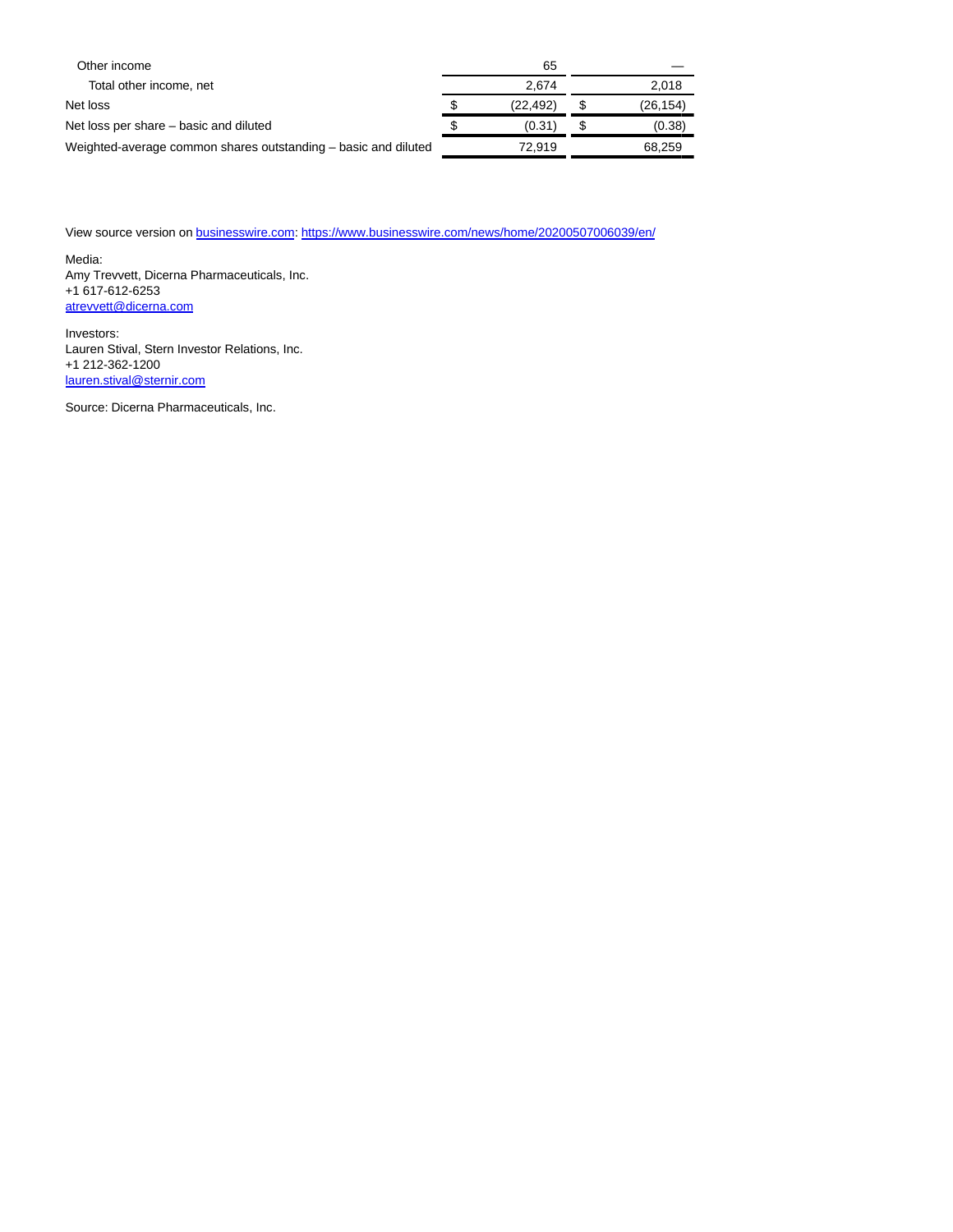| | | |
|---|---|---|
| Other income | 65 | — |
| Total other income, net | 2,674 | 2,018 |
| Net loss | $ (22,492) | $ (26,154) |
| Net loss per share – basic and diluted | $ (0.31) | $ (0.38) |
| Weighted-average common shares outstanding – basic and diluted | 72,919 | 68,259 |

View source version on businesswire.com: https://www.businesswire.com/news/home/20200507006039/en/

Media:
Amy Trevvett, Dicerna Pharmaceuticals, Inc.
+1 617-612-6253
atrevvett@dicerna.com

Investors:
Lauren Stival, Stern Investor Relations, Inc.
+1 212-362-1200
lauren.stival@sternir.com

Source: Dicerna Pharmaceuticals, Inc.